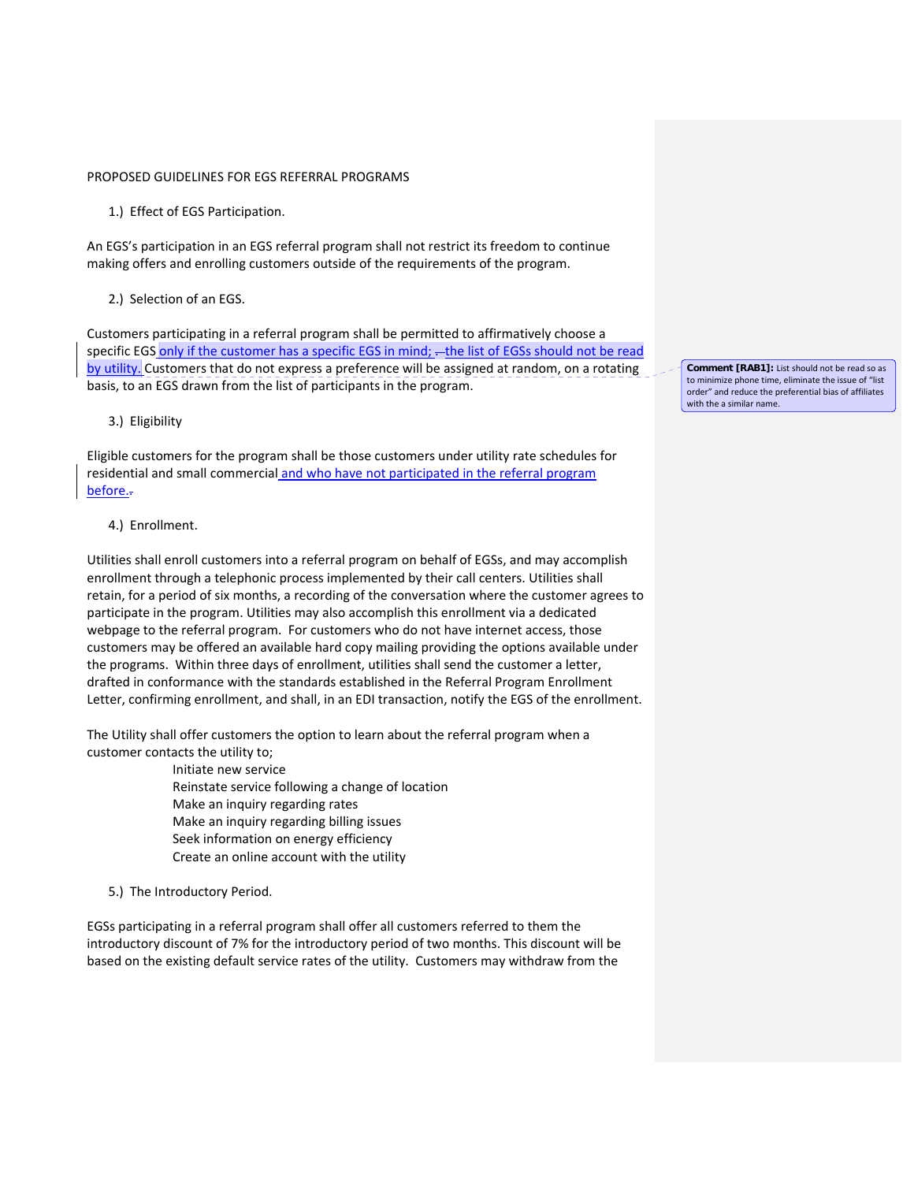PROPOSED GUIDELINES FOR EGS REFERRAL PROGRAMS

1.) Effect of EGS Participation.

An EGS's participation in an EGS referral program shall not restrict its freedom to continue making offers and enrolling customers outside of the requirements of the program.

2.) Selection of an EGS.

Customers participating in a referral program shall be permitted to affirmatively choose a specific EGS only if the customer has a specific EGS in mind; the list of EGSs should not be read by utility. Customers that do not express a preference will be assigned at random, on a rotating basis, to an EGS drawn from the list of participants in the program.

Comment [RAB1]: List should not be read so as to minimize phone time, eliminate the issue of "list order" and reduce the preferential bias of affiliates with the a similar name.

3.) Eligibility

Eligible customers for the program shall be those customers under utility rate schedules for residential and small commercial and who have not participated in the referral program before.

4.) Enrollment.

Utilities shall enroll customers into a referral program on behalf of EGSs, and may accomplish enrollment through a telephonic process implemented by their call centers. Utilities shall retain, for a period of six months, a recording of the conversation where the customer agrees to participate in the program. Utilities may also accomplish this enrollment via a dedicated webpage to the referral program. For customers who do not have internet access, those customers may be offered an available hard copy mailing providing the options available under the programs. Within three days of enrollment, utilities shall send the customer a letter, drafted in conformance with the standards established in the Referral Program Enrollment Letter, confirming enrollment, and shall, in an EDI transaction, notify the EGS of the enrollment.

The Utility shall offer customers the option to learn about the referral program when a customer contacts the utility to;

- Initiate new service
- Reinstate service following a change of location
- Make an inquiry regarding rates
- Make an inquiry regarding billing issues
- Seek information on energy efficiency
- Create an online account with the utility

5.) The Introductory Period.

EGSs participating in a referral program shall offer all customers referred to them the introductory discount of 7% for the introductory period of two months. This discount will be based on the existing default service rates of the utility. Customers may withdraw from the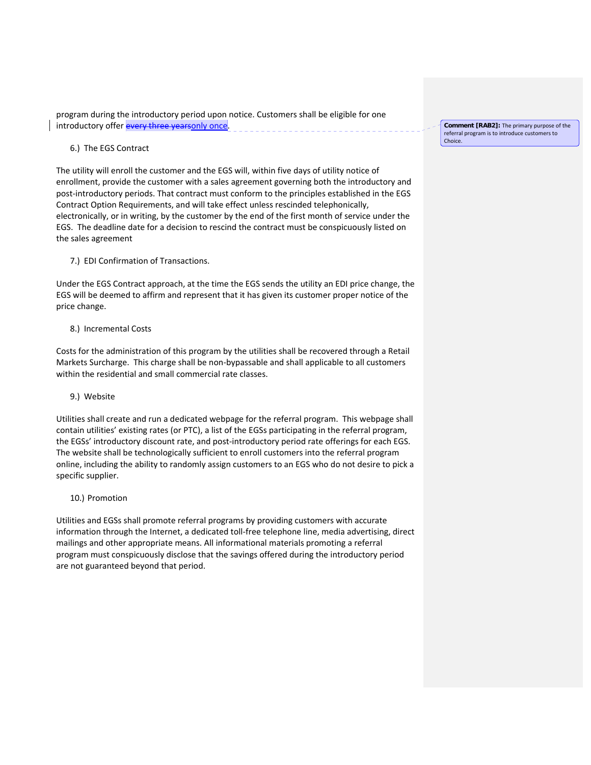program during the introductory period upon notice. Customers shall be eligible for one introductory offer ~~every three years~~only once.

Comment [RAB2]: The primary purpose of the referral program is to introduce customers to Choice.

6.) The EGS Contract

The utility will enroll the customer and the EGS will, within five days of utility notice of enrollment, provide the customer with a sales agreement governing both the introductory and post-introductory periods. That contract must conform to the principles established in the EGS Contract Option Requirements, and will take effect unless rescinded telephonically, electronically, or in writing, by the customer by the end of the first month of service under the EGS. The deadline date for a decision to rescind the contract must be conspicuously listed on the sales agreement

7.) EDI Confirmation of Transactions.

Under the EGS Contract approach, at the time the EGS sends the utility an EDI price change, the EGS will be deemed to affirm and represent that it has given its customer proper notice of the price change.

8.) Incremental Costs

Costs for the administration of this program by the utilities shall be recovered through a Retail Markets Surcharge. This charge shall be non-bypassable and shall applicable to all customers within the residential and small commercial rate classes.

9.) Website

Utilities shall create and run a dedicated webpage for the referral program. This webpage shall contain utilities' existing rates (or PTC), a list of the EGSs participating in the referral program, the EGSs' introductory discount rate, and post-introductory period rate offerings for each EGS. The website shall be technologically sufficient to enroll customers into the referral program online, including the ability to randomly assign customers to an EGS who do not desire to pick a specific supplier.

10.) Promotion

Utilities and EGSs shall promote referral programs by providing customers with accurate information through the Internet, a dedicated toll-free telephone line, media advertising, direct mailings and other appropriate means. All informational materials promoting a referral program must conspicuously disclose that the savings offered during the introductory period are not guaranteed beyond that period.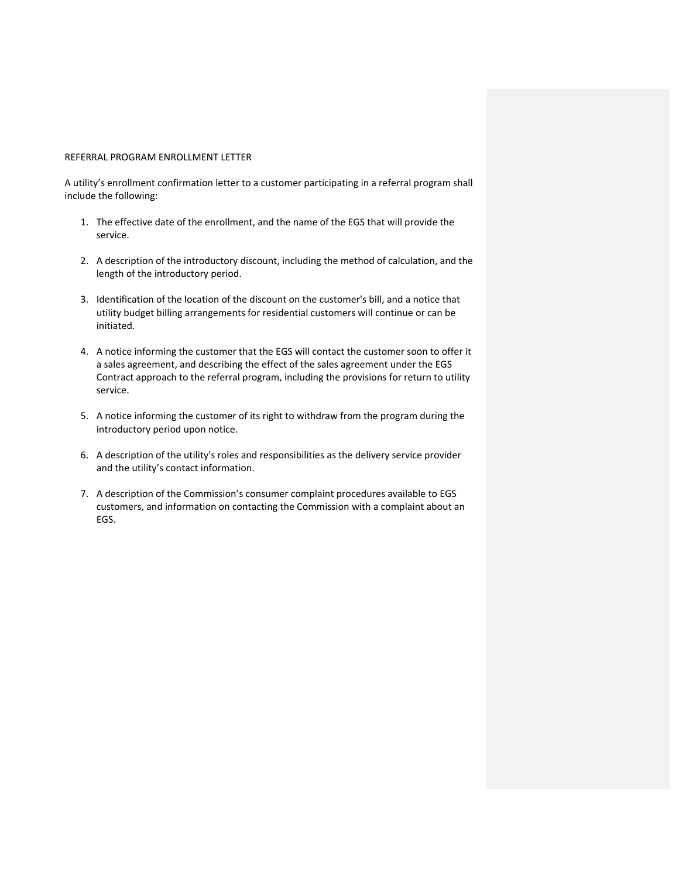REFERRAL PROGRAM ENROLLMENT LETTER

A utility's enrollment confirmation letter to a customer participating in a referral program shall include the following:

1. The effective date of the enrollment, and the name of the EGS that will provide the service.

2. A description of the introductory discount, including the method of calculation, and the length of the introductory period.

3. Identification of the location of the discount on the customer's bill, and a notice that utility budget billing arrangements for residential customers will continue or can be initiated.

4. A notice informing the customer that the EGS will contact the customer soon to offer it a sales agreement, and describing the effect of the sales agreement under the EGS Contract approach to the referral program, including the provisions for return to utility service.

5. A notice informing the customer of its right to withdraw from the program during the introductory period upon notice.

6. A description of the utility's roles and responsibilities as the delivery service provider and the utility's contact information.

7. A description of the Commission's consumer complaint procedures available to EGS customers, and information on contacting the Commission with a complaint about an EGS.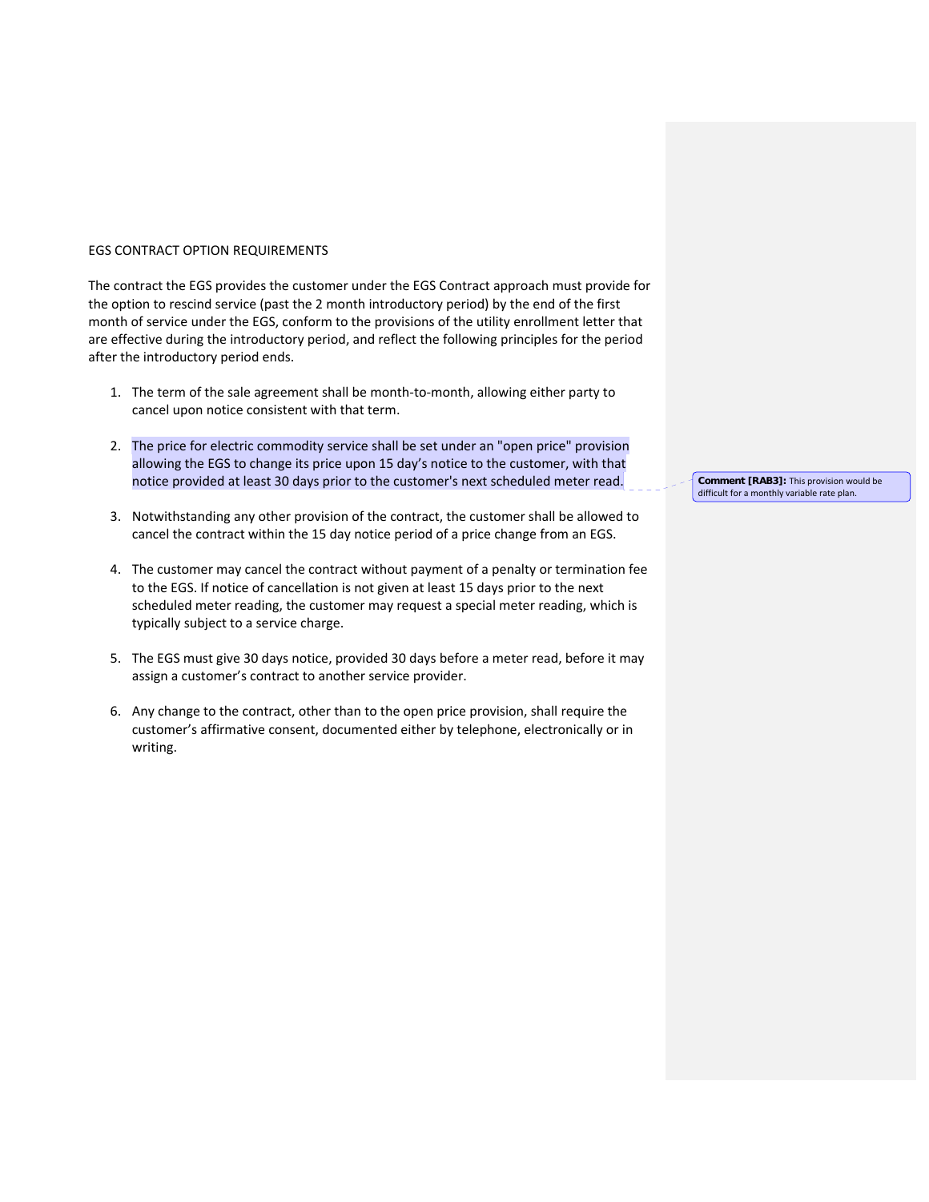EGS CONTRACT OPTION REQUIREMENTS

The contract the EGS provides the customer under the EGS Contract approach must provide for the option to rescind service (past the 2 month introductory period) by the end of the first month of service under the EGS, conform to the provisions of the utility enrollment letter that are effective during the introductory period, and reflect the following principles for the period after the introductory period ends.

1. The term of the sale agreement shall be month-to-month, allowing either party to cancel upon notice consistent with that term.

2. The price for electric commodity service shall be set under an "open price" provision allowing the EGS to change its price upon 15 day's notice to the customer, with that notice provided at least 30 days prior to the customer's next scheduled meter read.

3. Notwithstanding any other provision of the contract, the customer shall be allowed to cancel the contract within the 15 day notice period of a price change from an EGS.

4. The customer may cancel the contract without payment of a penalty or termination fee to the EGS. If notice of cancellation is not given at least 15 days prior to the next scheduled meter reading, the customer may request a special meter reading, which is typically subject to a service charge.

5. The EGS must give 30 days notice, provided 30 days before a meter read, before it may assign a customer's contract to another service provider.

6. Any change to the contract, other than to the open price provision, shall require the customer's affirmative consent, documented either by telephone, electronically or in writing.

**Comment [RAB3]:** This provision would be difficult for a monthly variable rate plan.